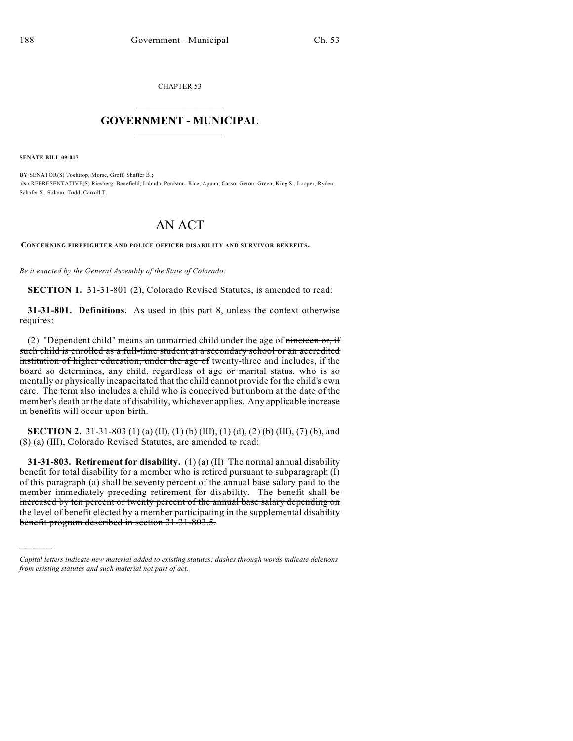CHAPTER 53

# GOVERNMENT - MUNICIPAL

**SENATE BILL 09-017**

BY SENATOR(S) Tochtrop, Morse, Groff, Shaffer B.;
also REPRESENTATIVE(S) Riesberg, Benefield, Labuda, Peniston, Rice, Apuan, Casso, Gerou, Green, King S., Looper, Ryden, Schafer S., Solano, Todd, Carroll T.

# AN ACT

**CONCERNING FIREFIGHTER AND POLICE OFFICER DISABILITY AND SURVIVOR BENEFITS.**

*Be it enacted by the General Assembly of the State of Colorado:*

**SECTION 1.** 31-31-801 (2), Colorado Revised Statutes, is amended to read:

**31-31-801. Definitions.** As used in this part 8, unless the context otherwise requires:

(2) "Dependent child" means an unmarried child under the age of ~~nineteen or, if such child is enrolled as a full-time student at a secondary school or an accredited institution of higher education, under the age of~~ twenty-three and includes, if the board so determines, any child, regardless of age or marital status, who is so mentally or physically incapacitated that the child cannot provide for the child's own care. The term also includes a child who is conceived but unborn at the date of the member's death or the date of disability, whichever applies. Any applicable increase in benefits will occur upon birth.

**SECTION 2.** 31-31-803 (1) (a) (II), (1) (b) (III), (1) (d), (2) (b) (III), (7) (b), and (8) (a) (III), Colorado Revised Statutes, are amended to read:

**31-31-803. Retirement for disability.** (1) (a) (II) The normal annual disability benefit for total disability for a member who is retired pursuant to subparagraph (I) of this paragraph (a) shall be seventy percent of the annual base salary paid to the member immediately preceding retirement for disability. ~~The benefit shall be increased by ten percent or twenty percent of the annual base salary depending on the level of benefit elected by a member participating in the supplemental disability benefit program described in section 31-31-803.5.~~

---

*Capital letters indicate new material added to existing statutes; dashes through words indicate deletions from existing statutes and such material not part of act.*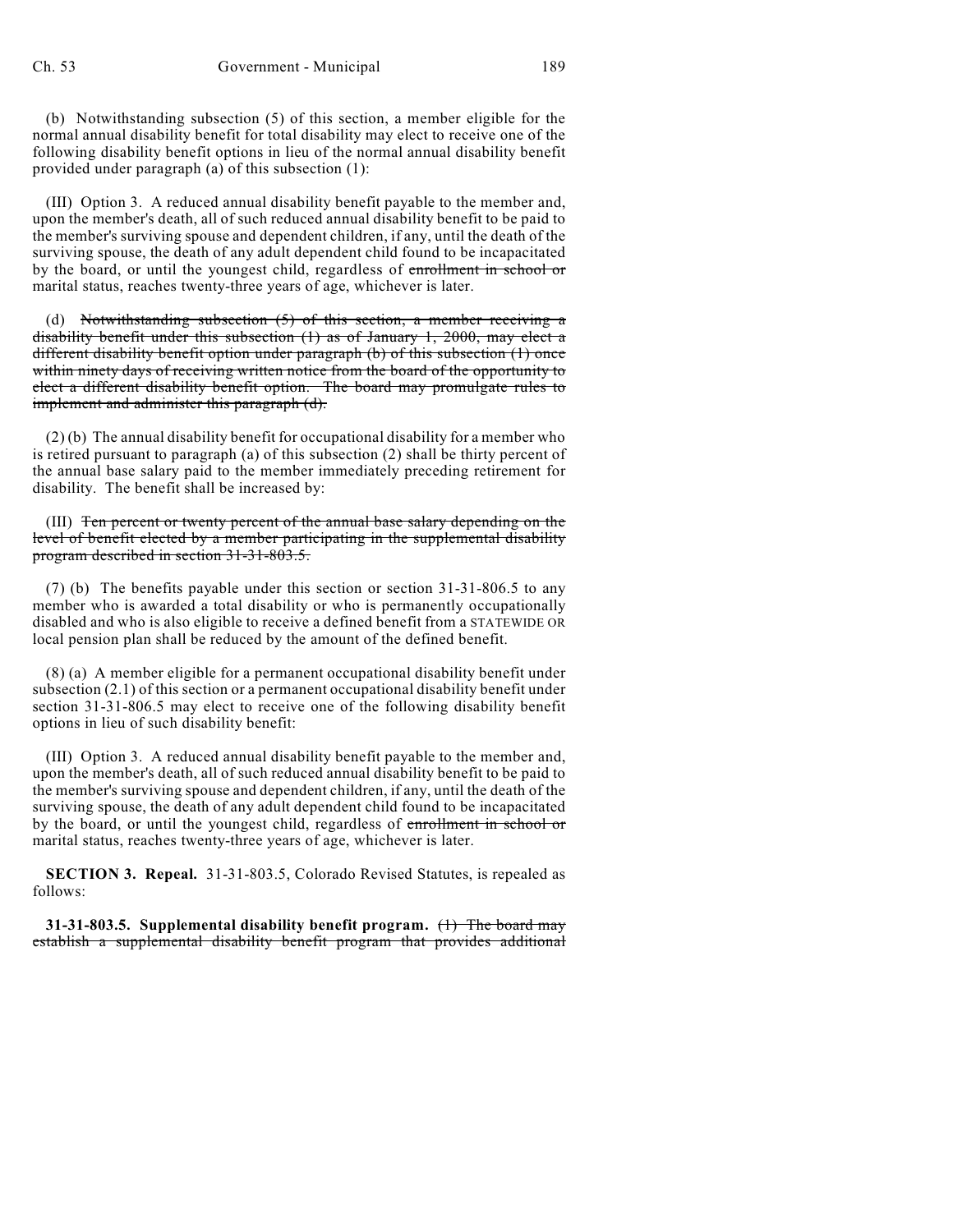(b) Notwithstanding subsection (5) of this section, a member eligible for the normal annual disability benefit for total disability may elect to receive one of the following disability benefit options in lieu of the normal annual disability benefit provided under paragraph (a) of this subsection (1):

(III) Option 3. A reduced annual disability benefit payable to the member and, upon the member's death, all of such reduced annual disability benefit to be paid to the member's surviving spouse and dependent children, if any, until the death of the surviving spouse, the death of any adult dependent child found to be incapacitated by the board, or until the youngest child, regardless of ~~enrollment in school or~~ marital status, reaches twenty-three years of age, whichever is later.

(d) ~~Notwithstanding subsection (5) of this section, a member receiving a disability benefit under this subsection (1) as of January 1, 2000, may elect a different disability benefit option under paragraph (b) of this subsection (1) once within ninety days of receiving written notice from the board of the opportunity to elect a different disability benefit option. The board may promulgate rules to implement and administer this paragraph (d).~~

(2) (b) The annual disability benefit for occupational disability for a member who is retired pursuant to paragraph (a) of this subsection (2) shall be thirty percent of the annual base salary paid to the member immediately preceding retirement for disability. The benefit shall be increased by:

(III) ~~Ten percent or twenty percent of the annual base salary depending on the level of benefit elected by a member participating in the supplemental disability program described in section 31-31-803.5.~~

(7) (b) The benefits payable under this section or section 31-31-806.5 to any member who is awarded a total disability or who is permanently occupationally disabled and who is also eligible to receive a defined benefit from a STATEWIDE OR local pension plan shall be reduced by the amount of the defined benefit.

(8) (a) A member eligible for a permanent occupational disability benefit under subsection (2.1) of this section or a permanent occupational disability benefit under section 31-31-806.5 may elect to receive one of the following disability benefit options in lieu of such disability benefit:

(III) Option 3. A reduced annual disability benefit payable to the member and, upon the member's death, all of such reduced annual disability benefit to be paid to the member's surviving spouse and dependent children, if any, until the death of the surviving spouse, the death of any adult dependent child found to be incapacitated by the board, or until the youngest child, regardless of ~~enrollment in school or~~ marital status, reaches twenty-three years of age, whichever is later.

**SECTION 3. Repeal.** 31-31-803.5, Colorado Revised Statutes, is repealed as follows:

**31-31-803.5. Supplemental disability benefit program.** ~~(1) The board may establish a supplemental disability benefit program that provides additional~~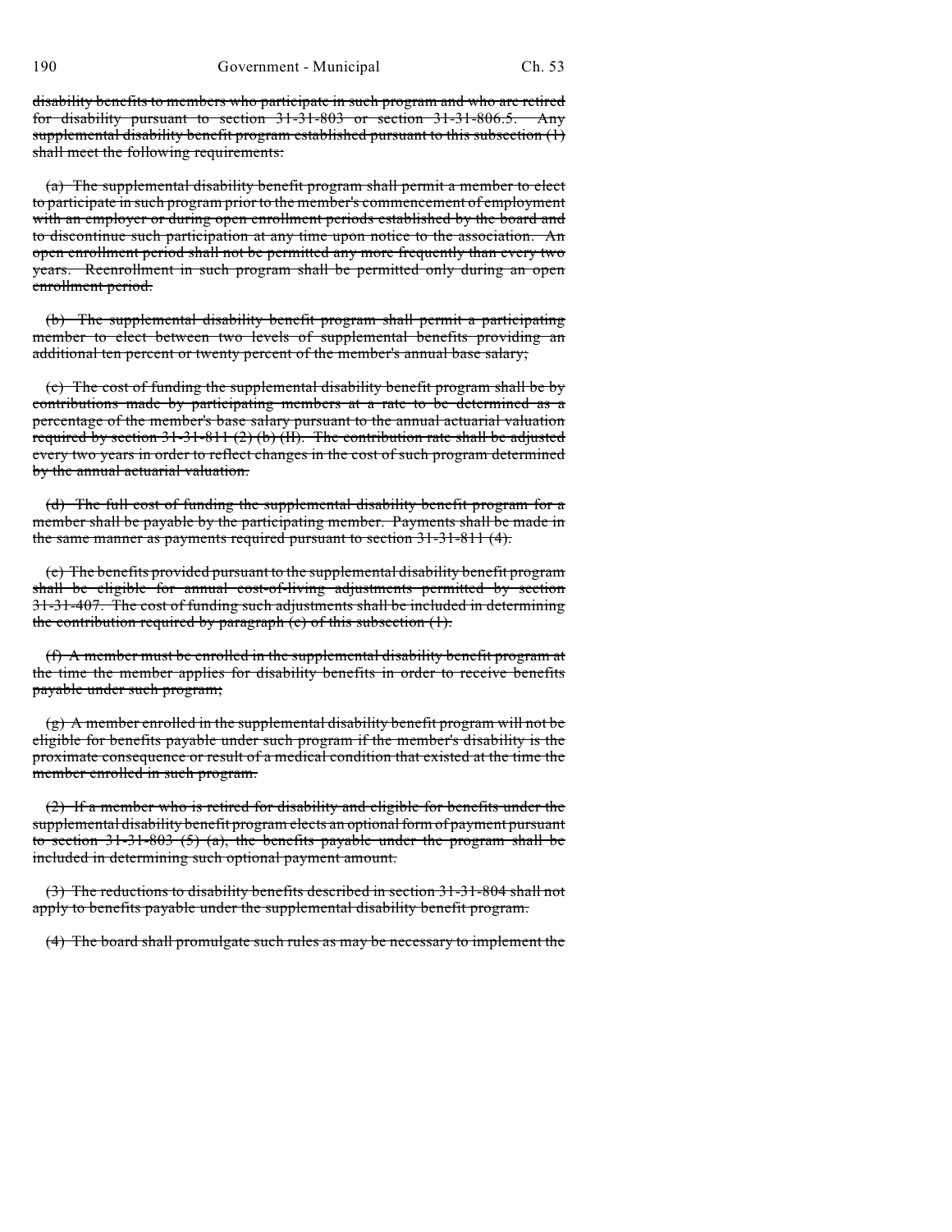~~disability benefits to members who participate in such program and who are retired for disability pursuant to section 31-31-803 or section 31-31-806.5. Any supplemental disability benefit program established pursuant to this subsection (1) shall meet the following requirements:~~

~~(a) The supplemental disability benefit program shall permit a member to elect to participate in such program prior to the member's commencement of employment with an employer or during open enrollment periods established by the board and to discontinue such participation at any time upon notice to the association. An open enrollment period shall not be permitted any more frequently than every two years. Reenrollment in such program shall be permitted only during an open enrollment period.~~

~~(b) The supplemental disability benefit program shall permit a participating member to elect between two levels of supplemental benefits providing an additional ten percent or twenty percent of the member's annual base salary;~~

~~(c) The cost of funding the supplemental disability benefit program shall be by contributions made by participating members at a rate to be determined as a percentage of the member's base salary pursuant to the annual actuarial valuation required by section 31-31-811 (2) (b) (II). The contribution rate shall be adjusted every two years in order to reflect changes in the cost of such program determined by the annual actuarial valuation.~~

~~(d) The full cost of funding the supplemental disability benefit program for a member shall be payable by the participating member. Payments shall be made in the same manner as payments required pursuant to section 31-31-811 (4).~~

~~(e) The benefits provided pursuant to the supplemental disability benefit program shall be eligible for annual cost-of-living adjustments permitted by section 31-31-407. The cost of funding such adjustments shall be included in determining the contribution required by paragraph (c) of this subsection (1).~~

~~(f) A member must be enrolled in the supplemental disability benefit program at the time the member applies for disability benefits in order to receive benefits payable under such program;~~

~~(g) A member enrolled in the supplemental disability benefit program will not be eligible for benefits payable under such program if the member's disability is the proximate consequence or result of a medical condition that existed at the time the member enrolled in such program.~~

~~(2) If a member who is retired for disability and eligible for benefits under the supplemental disability benefit program elects an optional form of payment pursuant to section 31-31-803 (5) (a), the benefits payable under the program shall be included in determining such optional payment amount.~~

~~(3) The reductions to disability benefits described in section 31-31-804 shall not apply to benefits payable under the supplemental disability benefit program.~~

~~(4) The board shall promulgate such rules as may be necessary to implement the~~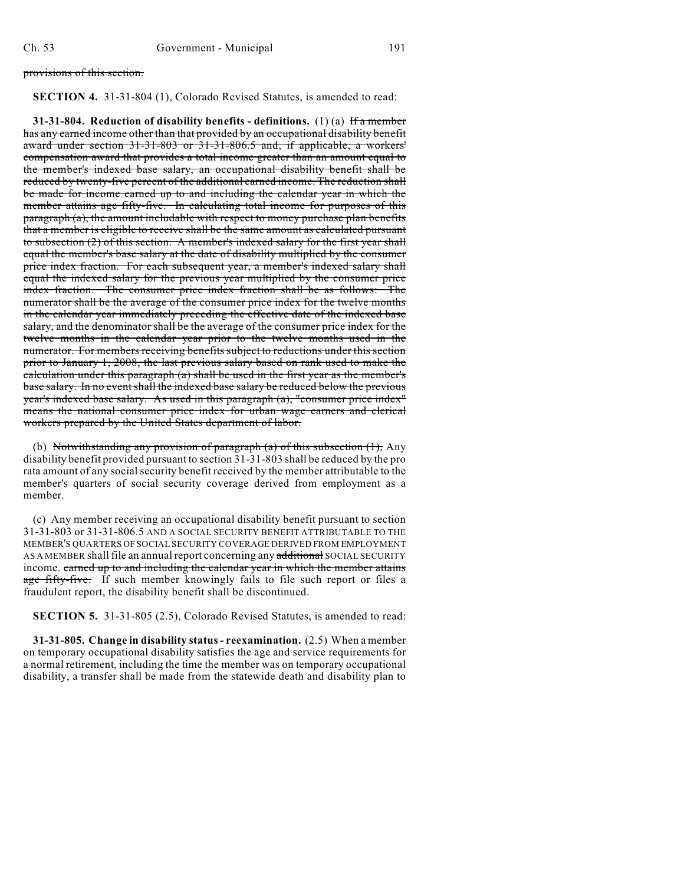~~provisions of this section.~~

**SECTION 4.** 31-31-804 (1), Colorado Revised Statutes, is amended to read:

**31-31-804. Reduction of disability benefits - definitions.** (1) (a) ~~If a member has any earned income other than that provided by an occupational disability benefit award under section 31-31-803 or 31-31-806.5 and, if applicable, a workers' compensation award that provides a total income greater than an amount equal to the member's indexed base salary, an occupational disability benefit shall be reduced by twenty-five percent of the additional earned income. The reduction shall be made for income earned up to and including the calendar year in which the member attains age fifty-five. In calculating total income for purposes of this paragraph (a), the amount includable with respect to money purchase plan benefits that a member is eligible to receive shall be the same amount as calculated pursuant to subsection (2) of this section. A member's indexed salary for the first year shall equal the member's base salary at the date of disability multiplied by the consumer price index fraction. For each subsequent year, a member's indexed salary shall equal the indexed salary for the previous year multiplied by the consumer price index fraction. The consumer price index fraction shall be as follows: The numerator shall be the average of the consumer price index for the twelve months in the calendar year immediately preceding the effective date of the indexed base salary, and the denominator shall be the average of the consumer price index for the twelve months in the calendar year prior to the twelve months used in the numerator. For members receiving benefits subject to reductions under this section prior to January 1, 2008, the last previous salary based on rank used to make the calculation under this paragraph (a) shall be used in the first year as the member's base salary. In no event shall the indexed base salary be reduced below the previous year's indexed base salary. As used in this paragraph (a), "consumer price index" means the national consumer price index for urban wage earners and clerical workers prepared by the United States department of labor.~~

(b) ~~Notwithstanding any provision of paragraph (a) of this subsection (1),~~ Any disability benefit provided pursuant to section 31-31-803 shall be reduced by the pro rata amount of any social security benefit received by the member attributable to the member's quarters of social security coverage derived from employment as a member.

(c) Any member receiving an occupational disability benefit pursuant to section 31-31-803 or 31-31-806.5 AND A SOCIAL SECURITY BENEFIT ATTRIBUTABLE TO THE MEMBER'S QUARTERS OF SOCIAL SECURITY COVERAGE DERIVED FROM EMPLOYMENT AS A MEMBER shall file an annual report concerning any ~~additional~~ SOCIAL SECURITY income. ~~earned up to and including the calendar year in which the member attains age fifty-five.~~ If such member knowingly fails to file such report or files a fraudulent report, the disability benefit shall be discontinued.

**SECTION 5.** 31-31-805 (2.5), Colorado Revised Statutes, is amended to read:

**31-31-805. Change in disability status - reexamination.** (2.5) When a member on temporary occupational disability satisfies the age and service requirements for a normal retirement, including the time the member was on temporary occupational disability, a transfer shall be made from the statewide death and disability plan to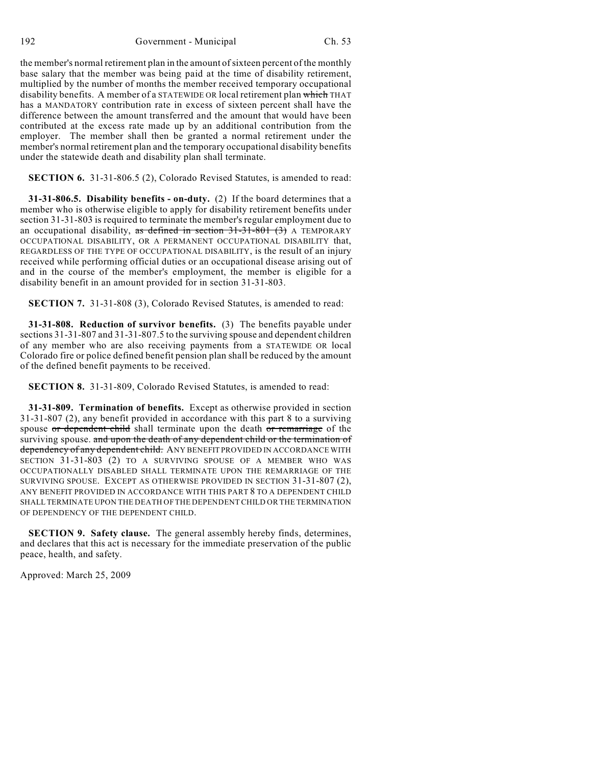the member's normal retirement plan in the amount of sixteen percent of the monthly base salary that the member was being paid at the time of disability retirement, multiplied by the number of months the member received temporary occupational disability benefits. A member of a STATEWIDE OR local retirement plan ~~which~~ THAT has a MANDATORY contribution rate in excess of sixteen percent shall have the difference between the amount transferred and the amount that would have been contributed at the excess rate made up by an additional contribution from the employer. The member shall then be granted a normal retirement under the member's normal retirement plan and the temporary occupational disability benefits under the statewide death and disability plan shall terminate.

**SECTION 6.** 31-31-806.5 (2), Colorado Revised Statutes, is amended to read:

**31-31-806.5. Disability benefits - on-duty.** (2) If the board determines that a member who is otherwise eligible to apply for disability retirement benefits under section 31-31-803 is required to terminate the member's regular employment due to an occupational disability, ~~as defined in section 31-31-801 (3)~~ A TEMPORARY OCCUPATIONAL DISABILITY, OR A PERMANENT OCCUPATIONAL DISABILITY that, REGARDLESS OF THE TYPE OF OCCUPATIONAL DISABILITY, is the result of an injury received while performing official duties or an occupational disease arising out of and in the course of the member's employment, the member is eligible for a disability benefit in an amount provided for in section 31-31-803.

**SECTION 7.** 31-31-808 (3), Colorado Revised Statutes, is amended to read:

**31-31-808. Reduction of survivor benefits.** (3) The benefits payable under sections 31-31-807 and 31-31-807.5 to the surviving spouse and dependent children of any member who are also receiving payments from a STATEWIDE OR local Colorado fire or police defined benefit pension plan shall be reduced by the amount of the defined benefit payments to be received.

**SECTION 8.** 31-31-809, Colorado Revised Statutes, is amended to read:

**31-31-809. Termination of benefits.** Except as otherwise provided in section 31-31-807 (2), any benefit provided in accordance with this part 8 to a surviving spouse ~~or dependent child~~ shall terminate upon the death ~~or remarriage~~ of the surviving spouse. ~~and upon the death of any dependent child or the termination of dependency of any dependent child.~~ ANY BENEFIT PROVIDED IN ACCORDANCE WITH SECTION 31-31-803 (2) TO A SURVIVING SPOUSE OF A MEMBER WHO WAS OCCUPATIONALLY DISABLED SHALL TERMINATE UPON THE REMARRIAGE OF THE SURVIVING SPOUSE. EXCEPT AS OTHERWISE PROVIDED IN SECTION 31-31-807 (2), ANY BENEFIT PROVIDED IN ACCORDANCE WITH THIS PART 8 TO A DEPENDENT CHILD SHALL TERMINATE UPON THE DEATH OF THE DEPENDENT CHILD OR THE TERMINATION OF DEPENDENCY OF THE DEPENDENT CHILD.

**SECTION 9. Safety clause.** The general assembly hereby finds, determines, and declares that this act is necessary for the immediate preservation of the public peace, health, and safety.

Approved: March 25, 2009